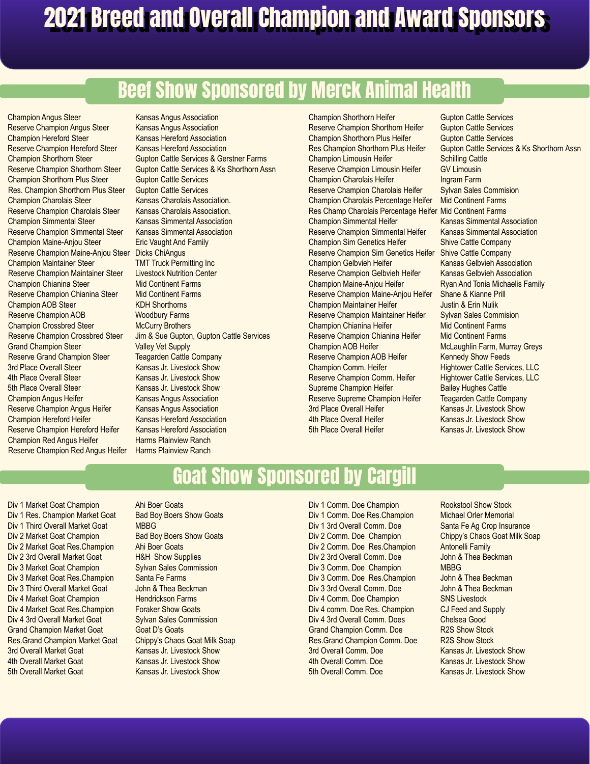# 2021 Breed and Overall Champion and Award Sponsors

## Beef Show Sponsored by Merck Animal Health

| Award | Sponsor |
| --- | --- |
| Champion Angus Steer | Kansas Angus Association |
| Reserve Champion Angus Steer | Kansas Angus Association |
| Champion Hereford Steer | Kansas Hereford Association |
| Reserve Champion Hereford Steer | Kansas Hereford Association |
| Champion Shorthorn Steer | Gupton Cattle Services & Gerstner Farms |
| Reserve Champion Shorthorn Steer | Gupton Cattle Services & Ks Shorthorn Assn |
| Champion Shorthorn Plus Steer | Gupton Cattle Services |
| Res. Champion Shorthorn Plus Steer | Gupton Cattle Services |
| Champion Charolais Steer | Kansas Charolais Association. |
| Reserve Champion Charolais Steer | Kansas Charolais Association. |
| Champion Simmental Steer | Kansas Simmental Association |
| Reserve Champion Simmental Steer | Kansas Simmental Association |
| Champion Maine-Anjou Steer | Eric Vaught And Family |
| Reserve Champion Maine-Anjou Steer | Dicks ChiAngus |
| Champion Maintainer Steer | TMT Truck Permitting Inc |
| Reserve Champion Maintainer Steer | Livestock Nutrition Center |
| Champion Chianina Steer | Mid Continent Farms |
| Reserve Champion Chianina Steer | Mid Continent Farms |
| Champion AOB Steer | KDH Shorthorns |
| Reserve Champion AOB | Woodbury Farms |
| Champion Crossbred Steer | McCurry Brothers |
| Reserve Champion Crossbred Steer | Jim & Sue Gupton, Gupton Cattle Services |
| Grand Champion Steer | Valley Vet Supply |
| Reserve Grand Champion Steer | Teagarden Cattle Company |
| 3rd Place Overall Steer | Kansas Jr. Livestock Show |
| 4th Place Overall Steer | Kansas Jr. Livestock Show |
| 5th Place Overall Steer | Kansas Jr. Livestock Show |
| Champion Angus Heifer | Kansas Angus Association |
| Reserve Champion Angus Heifer | Kansas Angus Association |
| Champion Hereford Heifer | Kansas Hereford Association |
| Reserve Champion Hereford Heifer | Kansas Hereford Association |
| Champion Red Angus Heifer | Harms Plainview Ranch |
| Reserve Champion Red Angus Heifer | Harms Plainview Ranch |
| Champion Shorthorn Heifer | Gupton Cattle Services |
| Reserve Champion Shorthorn Heifer | Gupton Cattle Services |
| Champion Shorthorn Plus Heifer | Gupton Cattle Services |
| Res Champion Shorthorn Plus Heifer | Gupton Cattle Services & Ks Shorthorn Assn |
| Champion Limousin Heifer | Schilling Cattle |
| Reserve Champion Limousin Heifer | GV Limousin |
| Champion Charolais Heifer | Ingram Farm |
| Reserve Champion Charolais Heifer | Sylvan Sales Commision |
| Champion Charolais Percentage Heifer | Mid Continent Farms |
| Res Champ Charolais Percentage Heifer | Mid Continent Farms |
| Champion Simmental Heifer | Kansas Simmental Association |
| Reserve Champion Simmental Heifer | Kansas Simmental Association |
| Champion Sim Genetics Heifer | Shive Cattle Company |
| Reserve Champion Sim Genetics Heifer | Shive Cattle Company |
| Champion Gelbvieh Heifer | Kansas Gelbvieh Association |
| Reserve Champion Gelbvieh Heifer | Kansas Gelbvieh Association |
| Champion Maine-Anjou Heifer | Ryan And Tonia Michaelis Family |
| Reserve Champion Maine-Anjou Heifer | Shane & Kianne Prill |
| Champion Maintainer Heifer | Justin & Erin Nulik |
| Reserve Champion Maintainer Heifer | Sylvan Sales Commision |
| Champion Chianina Heifer | Mid Continent Farms |
| Reserve Champion Chianina Heifer | Mid Continent Farms |
| Champion AOB Heifer | McLaughlin Farm, Murray Greys |
| Reserve Champion AOB Heifer | Kennedy Show Feeds |
| Champion Comm. Heifer | Hightower Cattle Services, LLC |
| Reserve Champion Comm. Heifer | Hightower Cattle Services, LLC |
| Supreme Champion Heifer | Bailey Hughes Cattle |
| Reserve Supreme Champion Heifer | Teagarden Cattle Company |
| 3rd Place Overall Heifer | Kansas Jr. Livestock Show |
| 4th Place Overall Heifer | Kansas Jr. Livestock Show |
| 5th Place Overall Heifer | Kansas Jr. Livestock Show |

## Goat Show Sponsored by Cargill

| Award | Sponsor |
| --- | --- |
| Div 1 Market Goat Champion | Ahi Boer Goats |
| Div 1 Res. Champion Market Goat | Bad Boy Boers Show Goats |
| Div 1 Third Overall Market Goat | MBBG |
| Div 2 Market Goat Champion | Bad Boy Boers Show Goats |
| Div 2 Market Goat Res.Champion | Ahi Boer Goats |
| Div 2 3rd Overall Market Goat | H&H Show Supplies |
| Div 3 Market Goat Champion | Sylvan Sales Commission |
| Div 3 Market Goat Res.Champion | Santa Fe Farms |
| Div 3 Third Overall Market Goat | John & Thea Beckman |
| Div 4 Market Goat Champion | Hendrickson Farms |
| Div 4 Market Goat Res.Champion | Foraker Show Goats |
| Div 4 3rd Overall Market Goat | Sylvan Sales Commission |
| Grand Champion Market Goat | Goat D's Goats |
| Res.Grand Champion Market Goat | Chippy's Chaos Goat Milk Soap |
| 3rd Overall Market Goat | Kansas Jr. Livestock Show |
| 4th Overall Market Goat | Kansas Jr. Livestock Show |
| 5th Overall Market Goat | Kansas Jr. Livestock Show |
| Div 1 Comm. Doe Champion | Rookstool Show Stock |
| Div 1 Comm. Doe Res.Champion | Michael Orler Memorial |
| Div 1 3rd Overall Comm. Doe | Santa Fe Ag Crop Insurance |
| Div 2 Comm. Doe Champion | Chippy's Chaos Goat Milk Soap |
| Div 2 Comm. Doe Res.Champion | Antonelli Family |
| Div 2 3rd Overall Comm. Doe | John & Thea Beckman |
| Div 3 Comm. Doe Champion | MBBG |
| Div 3 Comm. Doe Res.Champion | John & Thea Beckman |
| Div 3 3rd Overall Comm. Doe | John & Thea Beckman |
| Div 4 Comm. Doe Champion | SNS Livestock |
| Div 4 comm. Doe Res. Champion | CJ Feed and Supply |
| Div 4 3rd Overall Comm. Does | Chelsea Good |
| Grand Champion Comm. Doe | R2S Show Stock |
| Res.Grand Champion Comm. Doe | R2S Show Stock |
| 3rd Overall Comm. Doe | Kansas Jr. Livestock Show |
| 4th Overall Comm. Doe | Kansas Jr. Livestock Show |
| 5th Overall Comm. Doe | Kansas Jr. Livestock Show |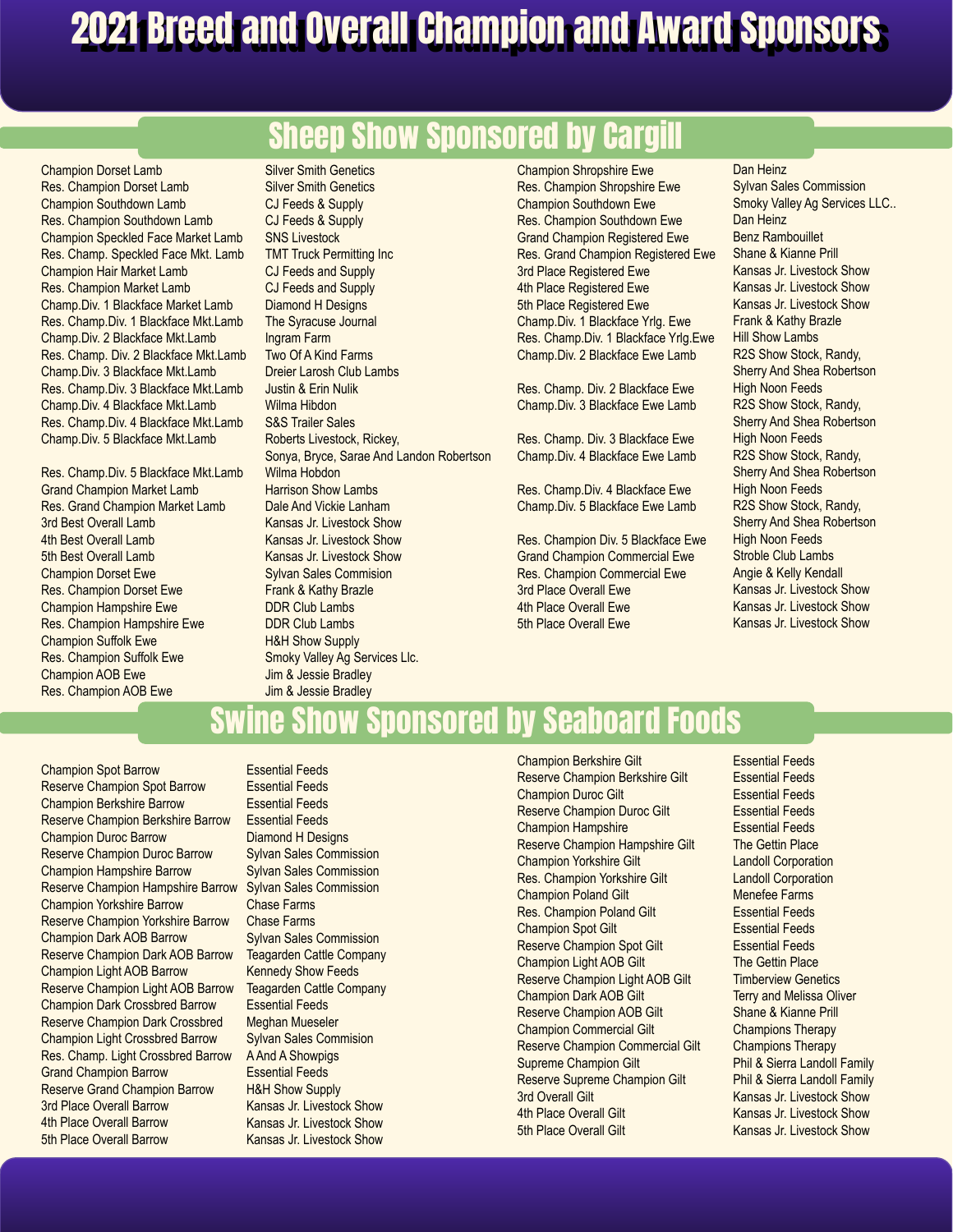# 2021 Breed and Overall Champion and Award Sponsors

## Sheep Show Sponsored by Cargill

| | |
|---|---|
| Champion Dorset Lamb | Silver Smith Genetics |
| Res. Champion Dorset Lamb | Silver Smith Genetics |
| Champion Southdown Lamb | CJ Feeds & Supply |
| Res. Champion Southdown Lamb | CJ Feeds & Supply |
| Champion Speckled Face Market Lamb | SNS Livestock |
| Res. Champ. Speckled Face Mkt. Lamb | TMT Truck Permitting Inc |
| Champion Hair Market Lamb | CJ Feeds and Supply |
| Res. Champion Market Lamb | CJ Feeds and Supply |
| Champ.Div. 1 Blackface Market Lamb | Diamond H Designs |
| Res. Champ.Div. 1 Blackface Mkt.Lamb | The Syracuse Journal |
| Champ.Div. 2 Blackface Mkt.Lamb | Ingram Farm |
| Res. Champ. Div. 2 Blackface Mkt.Lamb | Two Of A Kind Farms |
| Champ.Div. 3 Blackface Mkt.Lamb | Dreier Larosh Club Lambs |
| Res. Champ.Div. 3 Blackface Mkt.Lamb | Justin & Erin Nulik |
| Champ.Div. 4 Blackface Mkt.Lamb | Wilma Hibdon |
| Res. Champ.Div. 4 Blackface Mkt.Lamb | S&S Trailer Sales |
| Champ.Div. 5 Blackface Mkt.Lamb | Roberts Livestock, Rickey, Sonya, Bryce, Sarae And Landon Robertson |
| Res. Champ.Div. 5 Blackface Mkt.Lamb | Wilma Hobdon |
| Grand Champion Market Lamb | Harrison Show Lambs |
| Res. Grand Champion Market Lamb | Dale And Vickie Lanham |
| 3rd Best Overall Lamb | Kansas Jr. Livestock Show |
| 4th Best Overall Lamb | Kansas Jr. Livestock Show |
| 5th Best Overall Lamb | Kansas Jr. Livestock Show |
| Champion Dorset Ewe | Sylvan Sales Commision |
| Res. Champion Dorset Ewe | Frank & Kathy Brazle |
| Champion Hampshire Ewe | DDR Club Lambs |
| Res. Champion Hampshire Ewe | DDR Club Lambs |
| Champion Suffolk Ewe | H&H Show Supply |
| Res. Champion Suffolk Ewe | Smoky Valley Ag Services Llc. |
| Champion AOB Ewe | Jim & Jessie Bradley |
| Res. Champion AOB Ewe | Jim & Jessie Bradley |
| Champion Shropshire Ewe | Dan Heinz |
| Res. Champion Shropshire Ewe | Sylvan Sales Commission |
| Champion Southdown Ewe | Smoky Valley Ag Services LLC.. |
| Res. Champion Southdown Ewe | Dan Heinz |
| Grand Champion Registered Ewe | Benz Rambouillet |
| Res. Grand Champion Registered Ewe | Shane & Kianne Prill |
| 3rd Place Registered Ewe | Kansas Jr. Livestock Show |
| 4th Place Registered Ewe | Kansas Jr. Livestock Show |
| 5th Place Registered Ewe | Kansas Jr. Livestock Show |
| Champ.Div. 1 Blackface Yrlg. Ewe | Frank & Kathy Brazle |
| Res. Champ.Div. 1 Blackface Yrlg.Ewe | Hill Show Lambs |
| Champ.Div. 2 Blackface Ewe Lamb | R2S Show Stock, Randy, Sherry And Shea Robertson |
| Res. Champ. Div. 2 Blackface Ewe | High Noon Feeds |
| Champ.Div. 3 Blackface Ewe Lamb | R2S Show Stock, Randy, Sherry And Shea Robertson |
| Res. Champ. Div. 3 Blackface Ewe | High Noon Feeds |
| Champ.Div. 4 Blackface Ewe Lamb | R2S Show Stock, Randy, Sherry And Shea Robertson |
| Res. Champ.Div. 4 Blackface Ewe | High Noon Feeds |
| Champ.Div. 5 Blackface Ewe Lamb | R2S Show Stock, Randy, Sherry And Shea Robertson |
| Res. Champion Div. 5 Blackface Ewe | High Noon Feeds |
| Grand Champion Commercial Ewe | Stroble Club Lambs |
| Res. Champion Commercial Ewe | Angie & Kelly Kendall |
| 3rd Place Overall Ewe | Kansas Jr. Livestock Show |
| 4th Place Overall Ewe | Kansas Jr. Livestock Show |
| 5th Place Overall Ewe | Kansas Jr. Livestock Show |

## Swine Show Sponsored by Seaboard Foods

| | |
|---|---|
| Champion Spot Barrow | Essential Feeds |
| Reserve Champion Spot Barrow | Essential Feeds |
| Champion Berkshire Barrow | Essential Feeds |
| Reserve Champion Berkshire Barrow | Essential Feeds |
| Champion Duroc Barrow | Diamond H Designs |
| Reserve Champion Duroc Barrow | Sylvan Sales Commission |
| Champion Hampshire Barrow | Sylvan Sales Commission |
| Reserve Champion Hampshire Barrow | Sylvan Sales Commission |
| Champion Yorkshire Barrow | Chase Farms |
| Reserve Champion Yorkshire Barrow | Chase Farms |
| Champion Dark AOB Barrow | Sylvan Sales Commission |
| Reserve Champion Dark AOB Barrow | Teagarden Cattle Company |
| Champion Light AOB Barrow | Kennedy Show Feeds |
| Reserve Champion Light AOB Barrow | Teagarden Cattle Company |
| Champion Dark Crossbred Barrow | Essential Feeds |
| Reserve Champion Dark Crossbred | Meghan Mueseler |
| Champion Light Crossbred Barrow | Sylvan Sales Commision |
| Res. Champ. Light Crossbred Barrow | A And A Showpigs |
| Grand Champion Barrow | Essential Feeds |
| Reserve Grand Champion Barrow | H&H Show Supply |
| 3rd Place Overall Barrow | Kansas Jr. Livestock Show |
| 4th Place Overall Barrow | Kansas Jr. Livestock Show |
| 5th Place Overall Barrow | Kansas Jr. Livestock Show |
| Champion Berkshire Gilt | Essential Feeds |
| Reserve Champion Berkshire Gilt | Essential Feeds |
| Champion Duroc Gilt | Essential Feeds |
| Reserve Champion Duroc Gilt | Essential Feeds |
| Champion Hampshire | Essential Feeds |
| Reserve Champion Hampshire Gilt | The Gettin Place |
| Champion Yorkshire Gilt | Landoll Corporation |
| Res. Champion Yorkshire Gilt | Landoll Corporation |
| Champion Poland Gilt | Menefee Farms |
| Res. Champion Poland Gilt | Essential Feeds |
| Champion Spot Gilt | Essential Feeds |
| Reserve Champion Spot Gilt | Essential Feeds |
| Champion Light AOB Gilt | The Gettin Place |
| Reserve Champion Light AOB Gilt | Timberview Genetics |
| Champion Dark AOB Gilt | Terry and Melissa Oliver |
| Reserve Champion AOB Gilt | Shane & Kianne Prill |
| Champion Commercial Gilt | Champions Therapy |
| Reserve Champion Commercial Gilt | Champions Therapy |
| Supreme Champion Gilt | Phil & Sierra Landoll Family |
| Reserve Supreme Champion Gilt | Phil & Sierra Landoll Family |
| 3rd Overall Gilt | Kansas Jr. Livestock Show |
| 4th Place Overall Gilt | Kansas Jr. Livestock Show |
| 5th Place Overall Gilt | Kansas Jr. Livestock Show |